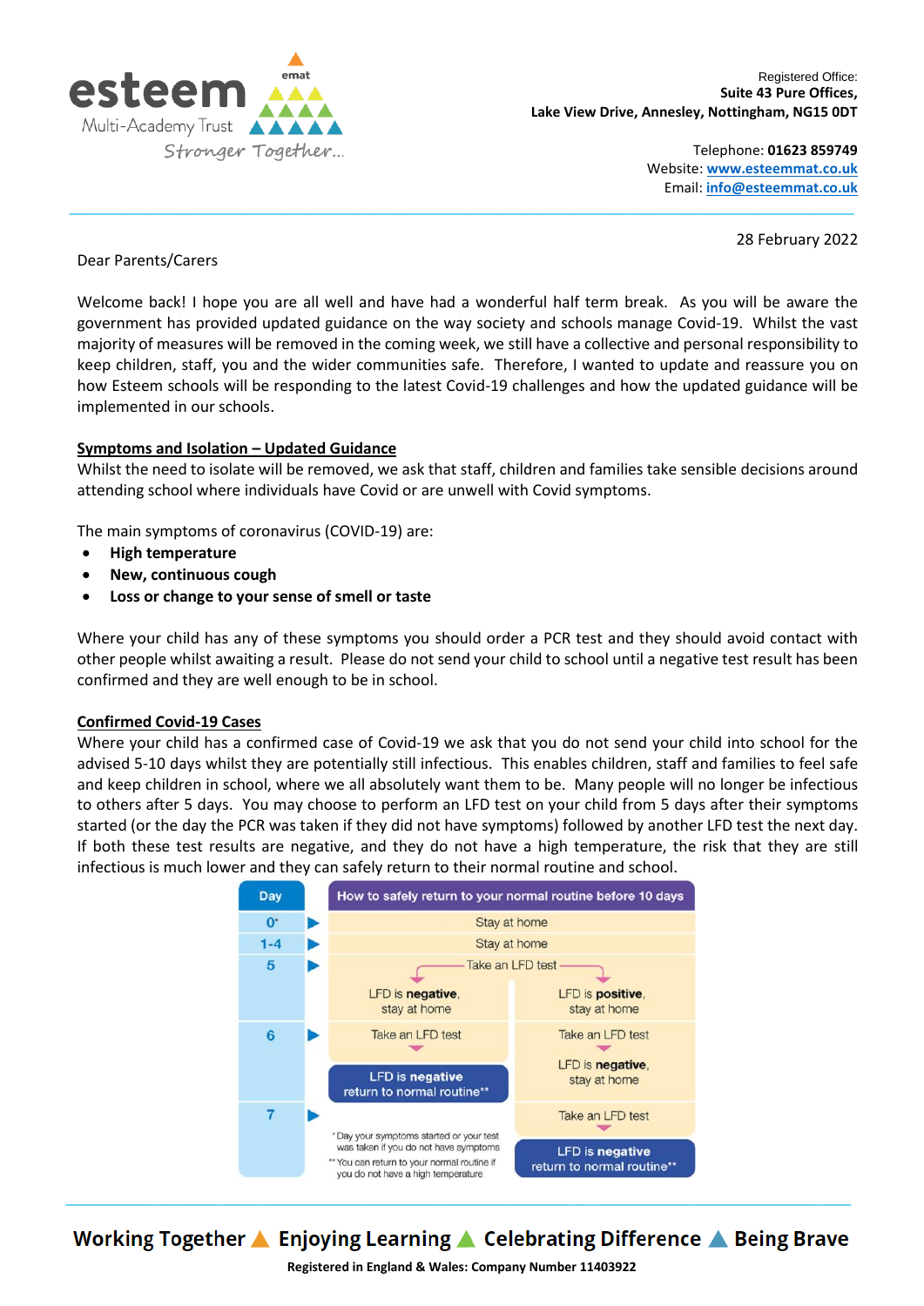esteem Multi-Academy Trust
Stronger Together...

Registered Office:
**Suite 43 Pure Offices,**
**Lake View Drive, Annesley, Nottingham, NG15 0DT**

Telephone: **01623 859749**
Website: www.esteemmat.co.uk
Email: info@esteemmat.co.uk

28 February 2022

Dear Parents/Carers

Welcome back! I hope you are all well and have had a wonderful half term break. As you will be aware the government has provided updated guidance on the way society and schools manage Covid-19. Whilst the vast majority of measures will be removed in the coming week, we still have a collective and personal responsibility to keep children, staff, you and the wider communities safe. Therefore, I wanted to update and reassure you on how Esteem schools will be responding to the latest Covid-19 challenges and how the updated guidance will be implemented in our schools.

**Symptoms and Isolation – Updated Guidance**

Whilst the need to isolate will be removed, we ask that staff, children and families take sensible decisions around attending school where individuals have Covid or are unwell with Covid symptoms.

The main symptoms of coronavirus (COVID-19) are:

- **High temperature**
- **New, continuous cough**
- **Loss or change to your sense of smell or taste**

Where your child has any of these symptoms you should order a PCR test and they should avoid contact with other people whilst awaiting a result. Please do not send your child to school until a negative test result has been confirmed and they are well enough to be in school.

**Confirmed Covid-19 Cases**

Where your child has a confirmed case of Covid-19 we ask that you do not send your child into school for the advised 5-10 days whilst they are potentially still infectious. This enables children, staff and families to feel safe and keep children in school, where we all absolutely want them to be. Many people will no longer be infectious to others after 5 days. You may choose to perform an LFD test on your child from 5 days after their symptoms started (or the day the PCR was taken if they did not have symptoms) followed by another LFD test the next day. If both these test results are negative, and they do not have a high temperature, the risk that they are still infectious is much lower and they can safely return to their normal routine and school.

| Day | How to safely return to your normal routine before 10 days | |
|---|---|---|
| 0* | Stay at home | |
| 1-4 | Stay at home | |
| 5 | Take an LFD test | |
| | LFD is **negative**, stay at home | LFD is **positive**, stay at home |
| 6 | Take an LFD test | Take an LFD test |
| | **LFD is negative return to normal routine**** | LFD is **negative**, stay at home |
| 7 | | Take an LFD test |
| | | **LFD is negative return to normal routine**** |

\* Day your symptoms started or your test was taken if you do not have symptoms
** You can return to your normal routine if you do not have a high temperature

**Working Together ▲ Enjoying Learning ▲ Celebrating Difference ▲ Being Brave**

**Registered in England & Wales: Company Number 11403922**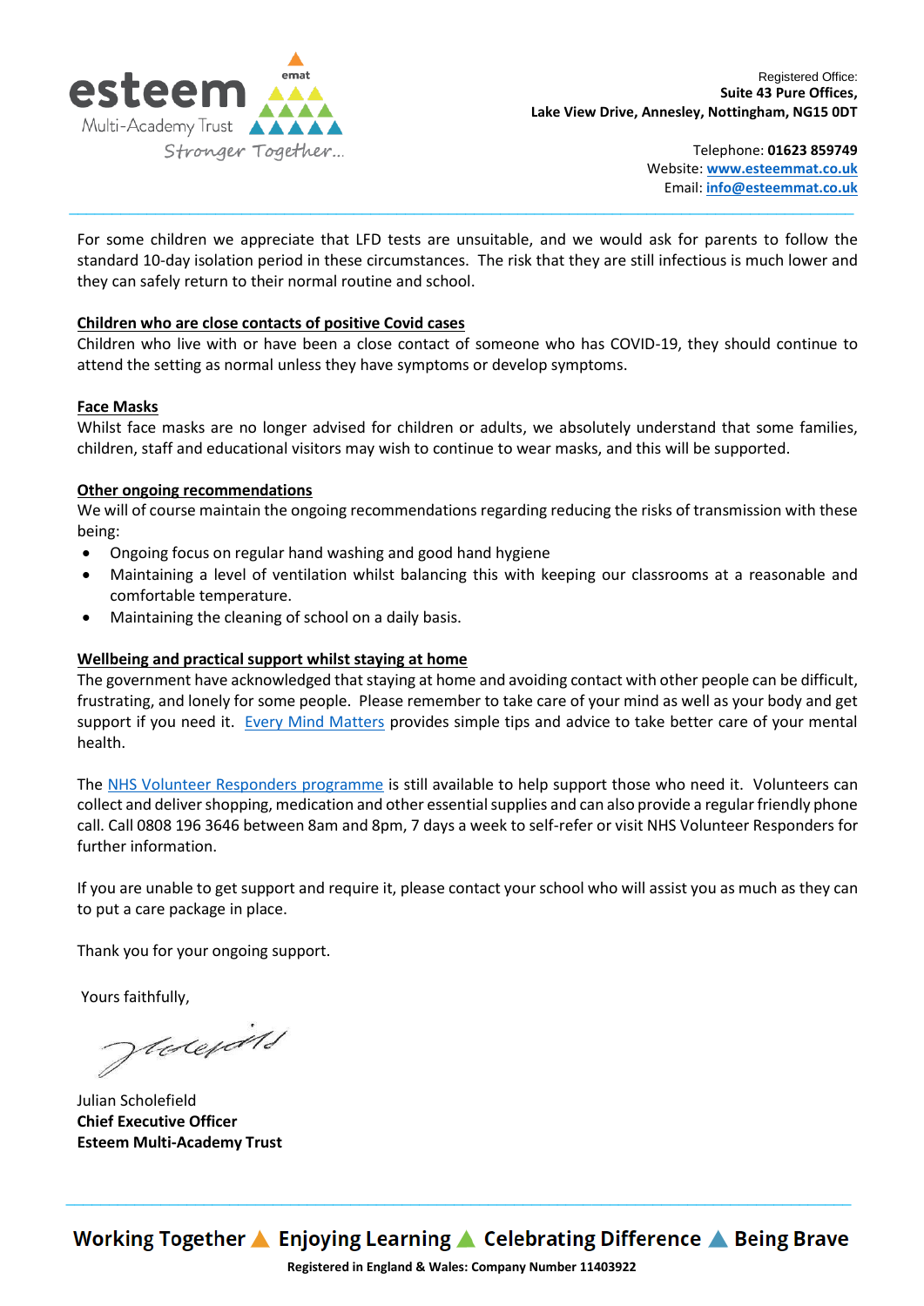For some children we appreciate that LFD tests are unsuitable, and we would ask for parents to follow the standard 10-day isolation period in these circumstances. The risk that they are still infectious is much lower and they can safely return to their normal routine and school.

**Children who are close contacts of positive Covid cases**

Children who live with or have been a close contact of someone who has COVID-19, they should continue to attend the setting as normal unless they have symptoms or develop symptoms.

**Face Masks**

Whilst face masks are no longer advised for children or adults, we absolutely understand that some families, children, staff and educational visitors may wish to continue to wear masks, and this will be supported.

**Other ongoing recommendations**

We will of course maintain the ongoing recommendations regarding reducing the risks of transmission with these being:

- Ongoing focus on regular hand washing and good hand hygiene
- Maintaining a level of ventilation whilst balancing this with keeping our classrooms at a reasonable and comfortable temperature.
- Maintaining the cleaning of school on a daily basis.

**Wellbeing and practical support whilst staying at home**

The government have acknowledged that staying at home and avoiding contact with other people can be difficult, frustrating, and lonely for some people. Please remember to take care of your mind as well as your body and get support if you need it. Every Mind Matters provides simple tips and advice to take better care of your mental health.

The NHS Volunteer Responders programme is still available to help support those who need it. Volunteers can collect and deliver shopping, medication and other essential supplies and can also provide a regular friendly phone call. Call 0808 196 3646 between 8am and 8pm, 7 days a week to self-refer or visit NHS Volunteer Responders for further information.

If you are unable to get support and require it, please contact your school who will assist you as much as they can to put a care package in place.

Thank you for your ongoing support.

Yours faithfully,

Julian Scholefield
**Chief Executive Officer**
**Esteem Multi-Academy Trust**